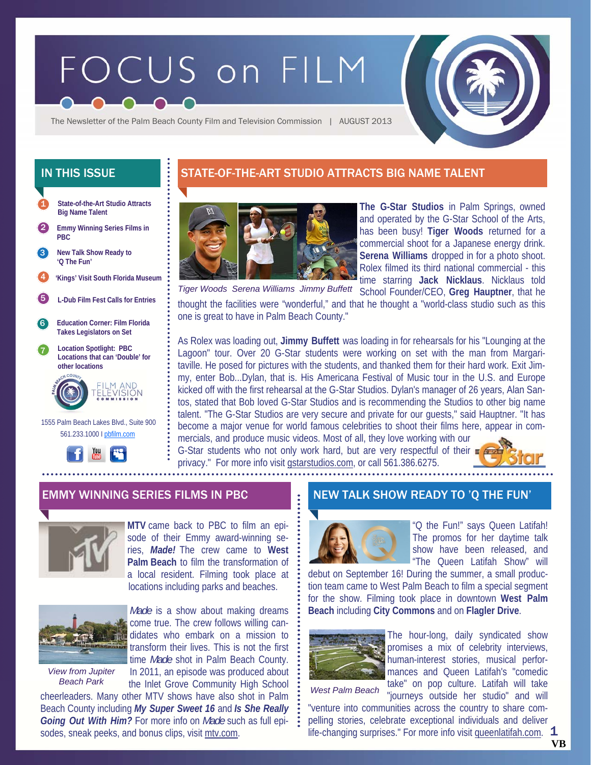# FOCUS on FILM

The Newsletter of the Palm Beach County Film and Television Commission | AUGUST 2013

## IN THIS ISSUE

1. State-of-the-Art Studio Attracts Big Name Talent
2. Emmy Winning Series Films in PBC
3. New Talk Show Ready to 'Q The Fun'
4. 'Kings' Visit South Florida Museum
5. L-Dub Film Fest Calls for Entries
6. Education Corner: Film Florida Takes Legislators on Set
7. Location Spotlight: PBC Locations that can 'Double' for other locations

Palm Beach County Film and Television Commission

1555 Palm Beach Lakes Blvd., Suite 900
561.233.1000 I pbfilm.com

## STATE-OF-THE-ART STUDIO ATTRACTS BIG NAME TALENT

Tiger Woods Serena Williams Jimmy Buffett

**The G-Star Studios** in Palm Springs, owned and operated by the G-Star School of the Arts, has been busy! **Tiger Woods** returned for a commercial shoot for a Japanese energy drink. **Serena Williams** dropped in for a photo shoot. Rolex filmed its third national commercial - this time starring **Jack Nicklaus**. Nicklaus told School Founder/CEO, **Greg Hauptner**, that he thought the facilities were "wonderful," and that he thought a "world-class studio such as this one is great to have in Palm Beach County."

As Rolex was loading out, **Jimmy Buffett** was loading in for rehearsals for his "Lounging at the Lagoon" tour. Over 20 G-Star students were working on set with the man from Margaritaville. He posed for pictures with the students, and thanked them for their hard work. Exit Jimmy, enter Bob...Dylan, that is. His Americana Festival of Music tour in the U.S. and Europe kicked off with the first rehearsal at the G-Star Studios. Dylan's manager of 26 years, Alan Santos, stated that Bob loved G-Star Studios and is recommending the Studios to other big name talent. "The G-Star Studios are very secure and private for our guests," said Hauptner. "It has become a major venue for world famous celebrities to shoot their films here, appear in commercials, and produce music videos. Most of all, they love working with our G-Star students who not only work hard, but are very respectful of their privacy." For more info visit gstarstudios.com, or call 561.386.6275.

## EMMY WINNING SERIES FILMS IN PBC

**MTV** came back to PBC to film an episode of their Emmy award-winning series, ***Made!*** The crew came to **West Palm Beach** to film the transformation of a local resident. Filming took place at locations including parks and beaches.

*Made* is a show about making dreams come true. The crew follows willing candidates who embark on a mission to transform their lives. This is not the first time *Made* shot in Palm Beach County. In 2011, an episode was produced about the Inlet Grove Community High School cheerleaders. Many other MTV shows have also shot in Palm Beach County including ***My Super Sweet 16*** and ***Is She Really Going Out With Him?*** For more info on *Made* such as full episodes, sneak peeks, and bonus clips, visit mtv.com.

*View from Jupiter Beach Park*

## NEW TALK SHOW READY TO 'Q THE FUN'

"Q the Fun!" says Queen Latifah! The promos for her daytime talk show have been released, and "The Queen Latifah Show" will debut on September 16! During the summer, a small production team came to West Palm Beach to film a special segment for the show. Filming took place in downtown **West Palm Beach** including **City Commons** and on **Flagler Drive**.

The hour-long, daily syndicated show promises a mix of celebrity interviews, human-interest stories, musical performances and Queen Latifah's "comedic take" on pop culture. Latifah will take "journeys outside her studio" and will "venture into communities across the country to share compelling stories, celebrate exceptional individuals and deliver life-changing surprises." For more info visit queenlatifah.com.

*West Palm Beach*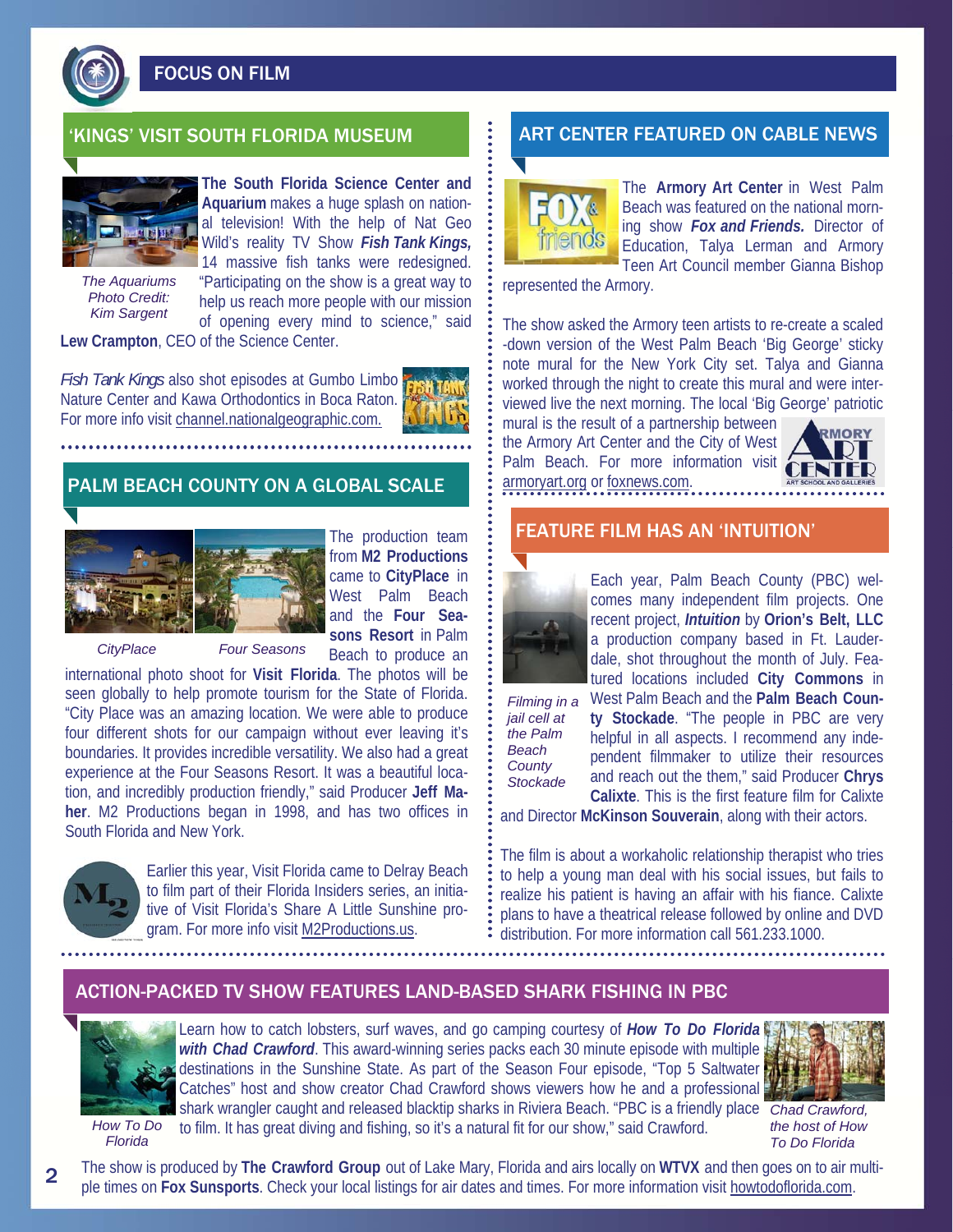# FOCUS ON FILM

## 'KINGS' VISIT SOUTH FLORIDA MUSEUM

*The Aquariums Photo Credit: Kim Sargent*

**The South Florida Science Center and Aquarium** makes a huge splash on national television! With the help of Nat Geo Wild's reality TV Show ***Fish Tank Kings,*** 14 massive fish tanks were redesigned. "Participating on the show is a great way to help us reach more people with our mission of opening every mind to science," said **Lew Crampton**, CEO of the Science Center.

*Fish Tank Kings* also shot episodes at Gumbo Limbo Nature Center and Kawa Orthodontics in Boca Raton. For more info visit channel.nationalgeographic.com.

## PALM BEACH COUNTY ON A GLOBAL SCALE

*CityPlace* *Four Seasons*

The production team from **M2 Productions** came to **CityPlace** in West Palm Beach and the **Four Seasons Resort** in Palm Beach to produce an international photo shoot for **Visit Florida**. The photos will be seen globally to help promote tourism for the State of Florida. "City Place was an amazing location. We were able to produce four different shots for our campaign without ever leaving it's boundaries. It provides incredible versatility. We also had a great experience at the Four Seasons Resort. It was a beautiful location, and incredibly production friendly," said Producer **Jeff Maher**. M2 Productions began in 1998, and has two offices in South Florida and New York.

Earlier this year, Visit Florida came to Delray Beach to film part of their Florida Insiders series, an initiative of Visit Florida's Share A Little Sunshine program. For more info visit M2Productions.us.

## ART CENTER FEATURED ON CABLE NEWS

The **Armory Art Center** in West Palm Beach was featured on the national morning show ***Fox and Friends.*** Director of Education, Talya Lerman and Armory Teen Art Council member Gianna Bishop represented the Armory.

The show asked the Armory teen artists to re-create a scaled-down version of the West Palm Beach 'Big George' sticky note mural for the New York City set. Talya and Gianna worked through the night to create this mural and were interviewed live the next morning. The local 'Big George' patriotic mural is the result of a partnership between the Armory Art Center and the City of West Palm Beach. For more information visit armoryart.org or foxnews.com.

## FEATURE FILM HAS AN 'INTUITION'

*Filming in a jail cell at the Palm Beach County Stockade*

Each year, Palm Beach County (PBC) welcomes many independent film projects. One recent project, ***Intuition*** by **Orion's Belt, LLC** a production company based in Ft. Lauderdale, shot throughout the month of July. Featured locations included **City Commons** in West Palm Beach and the **Palm Beach County Stockade**. "The people in PBC are very helpful in all aspects. I recommend any independent filmmaker to utilize their resources and reach out the them," said Producer **Chrys Calixte**. This is the first feature film for Calixte and Director **McKinson Souverain**, along with their actors.

The film is about a workaholic relationship therapist who tries to help a young man deal with his social issues, but fails to realize his patient is having an affair with his fiance. Calixte plans to have a theatrical release followed by online and DVD distribution. For more information call 561.233.1000.

## ACTION-PACKED TV SHOW FEATURES LAND-BASED SHARK FISHING IN PBC

*How To Do Florida*

Learn how to catch lobsters, surf waves, and go camping courtesy of ***How To Do Florida with Chad Crawford***. This award-winning series packs each 30 minute episode with multiple destinations in the Sunshine State. As part of the Season Four episode, "Top 5 Saltwater Catches" host and show creator Chad Crawford shows viewers how he and a professional shark wrangler caught and released blacktip sharks in Riviera Beach. "PBC is a friendly place to film. It has great diving and fishing, so it's a natural fit for our show," said Crawford.

*Chad Crawford, the host of How To Do Florida*

The show is produced by **The Crawford Group** out of Lake Mary, Florida and airs locally on **WTVX** and then goes on to air multiple times on **Fox Sunsports**. Check your local listings for air dates and times. For more information visit howtodoflorida.com.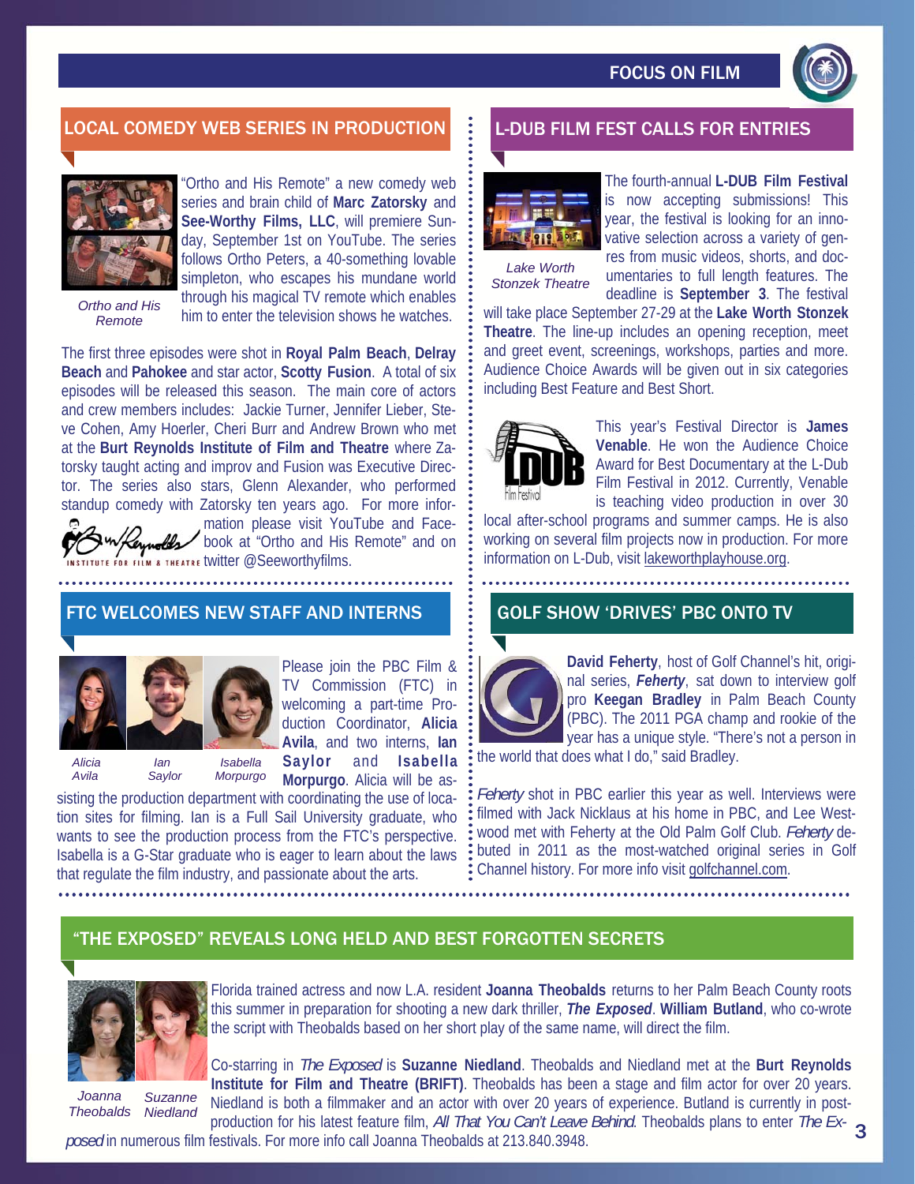## LOCAL COMEDY WEB SERIES IN PRODUCTION

Ortho and His Remote

"Ortho and His Remote" a new comedy web series and brain child of **Marc Zatorsky** and **See-Worthy Films, LLC**, will premiere Sunday, September 1st on YouTube. The series follows Ortho Peters, a 40-something lovable simpleton, who escapes his mundane world through his magical TV remote which enables him to enter the television shows he watches.

The first three episodes were shot in **Royal Palm Beach**, **Delray Beach** and **Pahokee** and star actor, **Scotty Fusion**. A total of six episodes will be released this season. The main core of actors and crew members includes: Jackie Turner, Jennifer Lieber, Steve Cohen, Amy Hoerler, Cheri Burr and Andrew Brown who met at the **Burt Reynolds Institute of Film and Theatre** where Zatorsky taught acting and improv and Fusion was Executive Director. The series also stars, Glenn Alexander, who performed standup comedy with Zatorsky ten years ago. For more information please visit YouTube and Facebook at "Ortho and His Remote" and on twitter @Seeworthyfilms.

## FTC WELCOMES NEW STAFF AND INTERNS

Alicia Avila | Ian Saylor | Isabella Morpurgo

Please join the PBC Film & TV Commission (FTC) in welcoming a part-time Production Coordinator, **Alicia Avila**, and two interns, **Ian Saylor** and **Isabella Morpurgo**. Alicia will be assisting the production department with coordinating the use of location sites for filming. Ian is a Full Sail University graduate, who wants to see the production process from the FTC's perspective. Isabella is a G-Star graduate who is eager to learn about the laws that regulate the film industry, and passionate about the arts.

## L-DUB FILM FEST CALLS FOR ENTRIES

Lake Worth Stonzek Theatre

The fourth-annual **L-DUB Film Festival** is now accepting submissions! This year, the festival is looking for an innovative selection across a variety of genres from music videos, shorts, and documentaries to full length features. The deadline is **September 3**. The festival will take place September 27-29 at the **Lake Worth Stonzek Theatre**. The line-up includes an opening reception, meet and greet event, screenings, workshops, parties and more. Audience Choice Awards will be given out in six categories including Best Feature and Best Short.

This year's Festival Director is **James Venable**. He won the Audience Choice Award for Best Documentary at the L-Dub Film Festival in 2012. Currently, Venable is teaching video production in over 30 local after-school programs and summer camps. He is also working on several film projects now in production. For more information on L-Dub, visit lakeworthplayhouse.org.

## GOLF SHOW 'DRIVES' PBC ONTO TV

**David Feherty**, host of Golf Channel's hit, original series, ***Feherty***, sat down to interview golf pro **Keegan Bradley** in Palm Beach County (PBC). The 2011 PGA champ and rookie of the year has a unique style. "There's not a person in the world that does what I do," said Bradley.

*Feherty* shot in PBC earlier this year as well. Interviews were filmed with Jack Nicklaus at his home in PBC, and Lee Westwood met with Feherty at the Old Palm Golf Club. *Feherty* debuted in 2011 as the most-watched original series in Golf Channel history. For more info visit golfchannel.com.

## "THE EXPOSED" REVEALS LONG HELD AND BEST FORGOTTEN SECRETS

Joanna Theobalds | Suzanne Niedland

Florida trained actress and now L.A. resident **Joanna Theobalds** returns to her Palm Beach County roots this summer in preparation for shooting a new dark thriller, ***The Exposed***. **William Butland**, who co-wrote the script with Theobalds based on her short play of the same name, will direct the film.

Co-starring in *The Exposed* is **Suzanne Niedland**. Theobalds and Niedland met at the **Burt Reynolds Institute for Film and Theatre (BRIFT)**. Theobalds has been a stage and film actor for over 20 years. Niedland is both a filmmaker and an actor with over 20 years of experience. Butland is currently in post-production for his latest feature film, *All That You Can't Leave Behind*. Theobalds plans to enter *The Exposed* in numerous film festivals. For more info call Joanna Theobalds at 213.840.3948.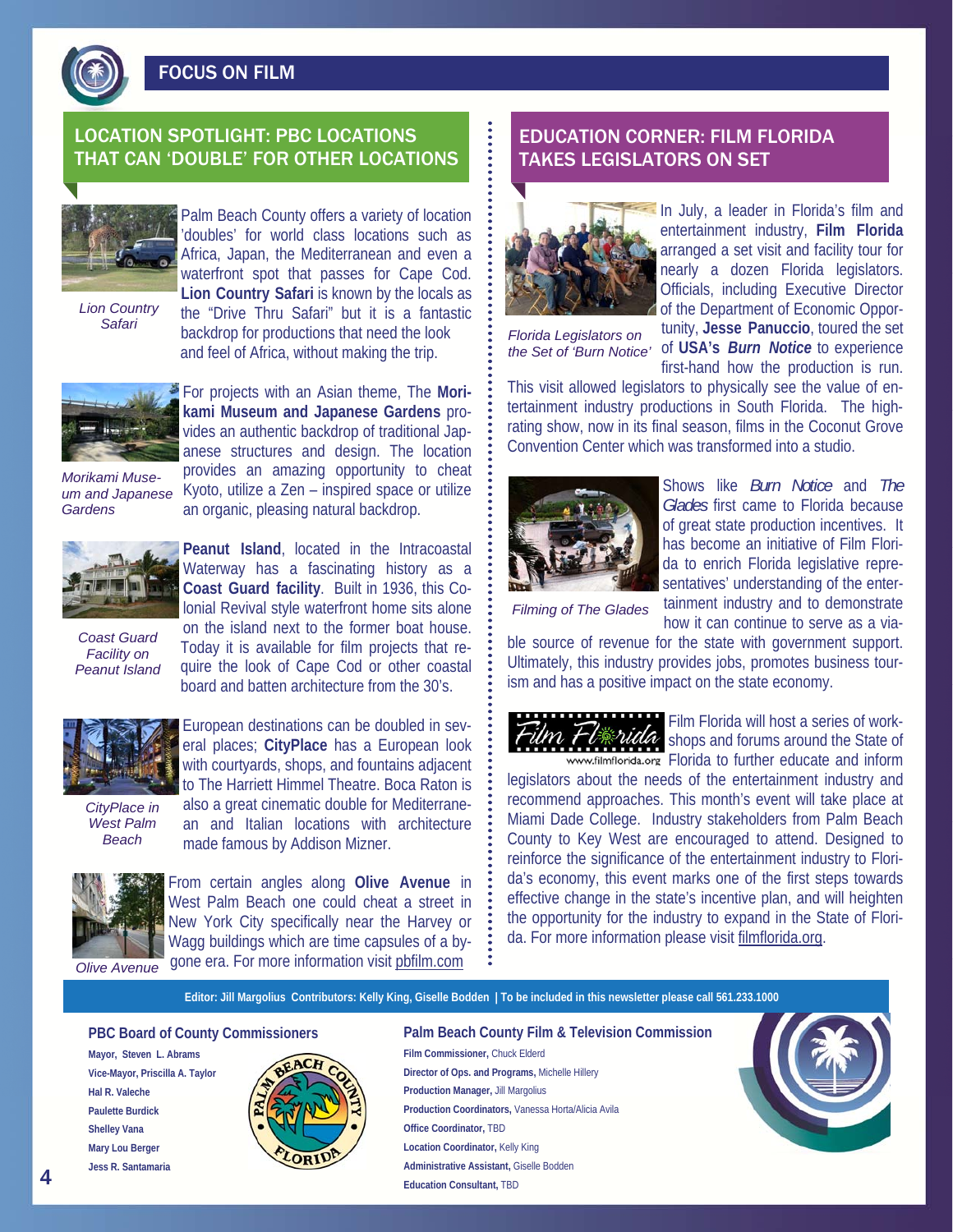# FOCUS ON FILM

## LOCATION SPOTLIGHT: PBC LOCATIONS THAT CAN 'DOUBLE' FOR OTHER LOCATIONS

*Lion Country Safari*

Palm Beach County offers a variety of location 'doubles' for world class locations such as Africa, Japan, the Mediterranean and even a waterfront spot that passes for Cape Cod. **Lion Country Safari** is known by the locals as the "Drive Thru Safari" but it is a fantastic backdrop for productions that need the look and feel of Africa, without making the trip.

*Morikami Museum and Japanese Gardens*

For projects with an Asian theme, The **Morikami Museum and Japanese Gardens** provides an authentic backdrop of traditional Japanese structures and design. The location provides an amazing opportunity to cheat Kyoto, utilize a Zen – inspired space or utilize an organic, pleasing natural backdrop.

*Coast Guard Facility on Peanut Island*

**Peanut Island**, located in the Intracoastal Waterway has a fascinating history as a **Coast Guard facility**. Built in 1936, this Colonial Revival style waterfront home sits alone on the island next to the former boat house. Today it is available for film projects that require the look of Cape Cod or other coastal board and batten architecture from the 30's.

*CityPlace in West Palm Beach*

European destinations can be doubled in several places; **CityPlace** has a European look with courtyards, shops, and fountains adjacent to The Harriett Himmel Theatre. Boca Raton is also a great cinematic double for Mediterranean and Italian locations with architecture made famous by Addison Mizner.

*Olive Avenue*

From certain angles along **Olive Avenue** in West Palm Beach one could cheat a street in New York City specifically near the Harvey or Wagg buildings which are time capsules of a bygone era. For more information visit pbfilm.com

## EDUCATION CORNER: FILM FLORIDA TAKES LEGISLATORS ON SET

*Florida Legislators on the Set of 'Burn Notice'*

In July, a leader in Florida's film and entertainment industry, **Film Florida** arranged a set visit and facility tour for nearly a dozen Florida legislators. Officials, including Executive Director of the Department of Economic Opportunity, **Jesse Panuccio**, toured the set of **USA's** ***Burn Notice*** to experience first-hand how the production is run. This visit allowed legislators to physically see the value of entertainment industry productions in South Florida. The high-rating show, now in its final season, films in the Coconut Grove Convention Center which was transformed into a studio.

*Filming of The Glades*

Shows like *Burn Notice* and *The Glades* first came to Florida because of great state production incentives. It has become an initiative of Film Florida to enrich Florida legislative representatives' understanding of the entertainment industry and to demonstrate how it can continue to serve as a viable source of revenue for the state with government support. Ultimately, this industry provides jobs, promotes business tourism and has a positive impact on the state economy.

Film Florida
www.filmflorida.org

Film Florida will host a series of workshops and forums around the State of Florida to further educate and inform legislators about the needs of the entertainment industry and recommend approaches. This month's event will take place at Miami Dade College. Industry stakeholders from Palm Beach County to Key West are encouraged to attend. Designed to reinforce the significance of the entertainment industry to Florida's economy, this event marks one of the first steps towards effective change in the state's incentive plan, and will heighten the opportunity for the industry to expand in the State of Florida. For more information please visit filmflorida.org.

**Editor: Jill Margolius Contributors: Kelly King, Giselle Bodden | To be included in this newsletter please call 561.233.1000**

### PBC Board of County Commissioners

**Mayor, Steven L. Abrams**
**Vice-Mayor, Priscilla A. Taylor**
**Hal R. Valeche**
**Paulette Burdick**
**Shelley Vana**
**Mary Lou Berger**
**Jess R. Santamaria**

### Palm Beach County Film & Television Commission

**Film Commissioner,** Chuck Elderd
**Director of Ops. and Programs,** Michelle Hillery
**Production Manager,** Jill Margolius
**Production Coordinators,** Vanessa Horta/Alicia Avila
**Office Coordinator,** TBD
**Location Coordinator,** Kelly King
**Administrative Assistant,** Giselle Bodden
**Education Consultant,** TBD